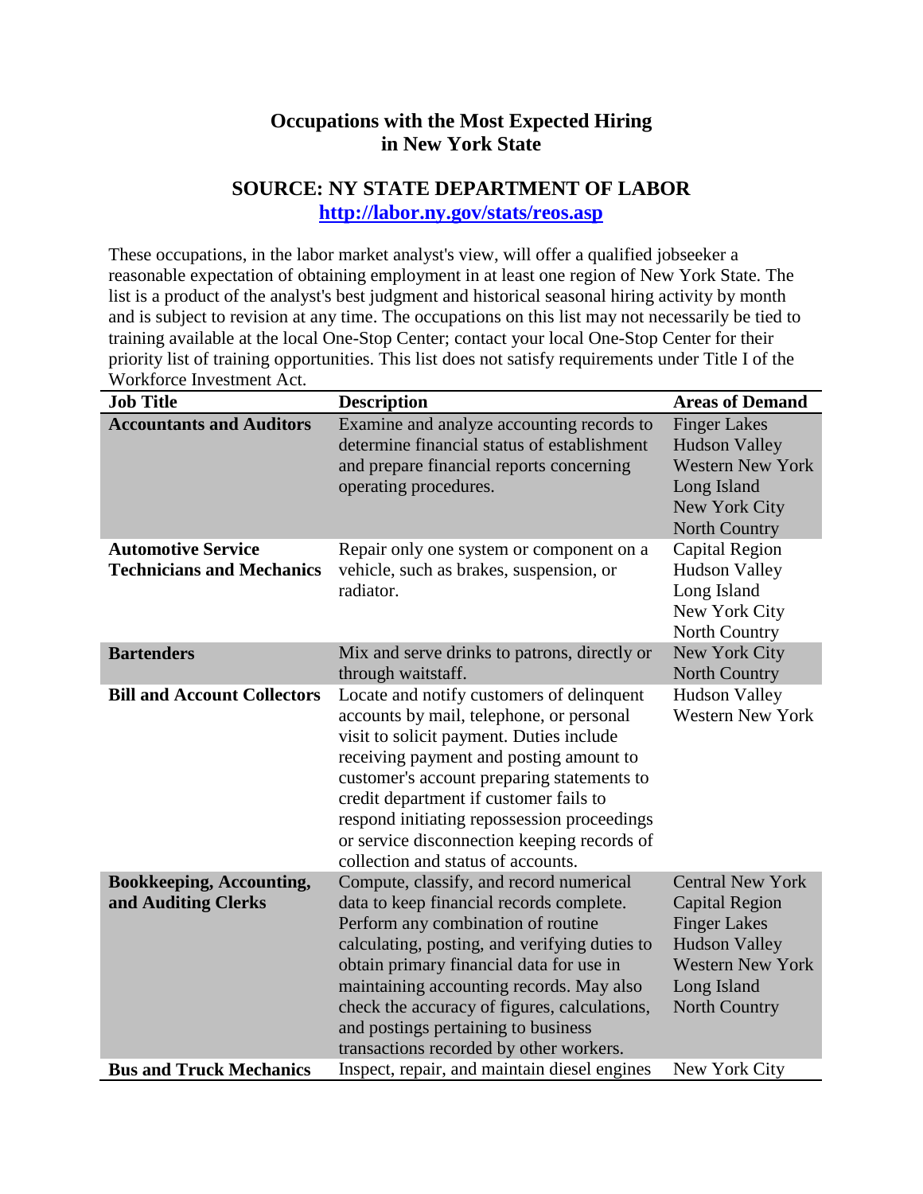# Occupations with the Most Expected Hiring in New York State

## SOURCE: NY STATE DEPARTMENT OF LABOR

**http://labor.ny.gov/stats/reos.asp**

These occupations, in the labor market analyst's view, will offer a qualified jobseeker a reasonable expectation of obtaining employment in at least one region of New York State. The list is a product of the analyst's best judgment and historical seasonal hiring activity by month and is subject to revision at any time. The occupations on this list may not necessarily be tied to training available at the local One-Stop Center; contact your local One-Stop Center for their priority list of training opportunities. This list does not satisfy requirements under Title I of the Workforce Investment Act.

| Job Title | Description | Areas of Demand |
|---|---|---|
| **Accountants and Auditors** | Examine and analyze accounting records to determine financial status of establishment and prepare financial reports concerning operating procedures. | Finger Lakes<br>Hudson Valley<br>Western New York<br>Long Island<br>New York City<br>North Country |
| **Automotive Service Technicians and Mechanics** | Repair only one system or component on a vehicle, such as brakes, suspension, or radiator. | Capital Region<br>Hudson Valley<br>Long Island<br>New York City<br>North Country |
| **Bartenders** | Mix and serve drinks to patrons, directly or through waitstaff. | New York City<br>North Country |
| **Bill and Account Collectors** | Locate and notify customers of delinquent accounts by mail, telephone, or personal visit to solicit payment. Duties include receiving payment and posting amount to customer's account preparing statements to credit department if customer fails to respond initiating repossession proceedings or service disconnection keeping records of collection and status of accounts. | Hudson Valley<br>Western New York |
| **Bookkeeping, Accounting, and Auditing Clerks** | Compute, classify, and record numerical data to keep financial records complete. Perform any combination of routine calculating, posting, and verifying duties to obtain primary financial data for use in maintaining accounting records. May also check the accuracy of figures, calculations, and postings pertaining to business transactions recorded by other workers. | Central New York<br>Capital Region<br>Finger Lakes<br>Hudson Valley<br>Western New York<br>Long Island<br>North Country |
| **Bus and Truck Mechanics** | Inspect, repair, and maintain diesel engines | New York City |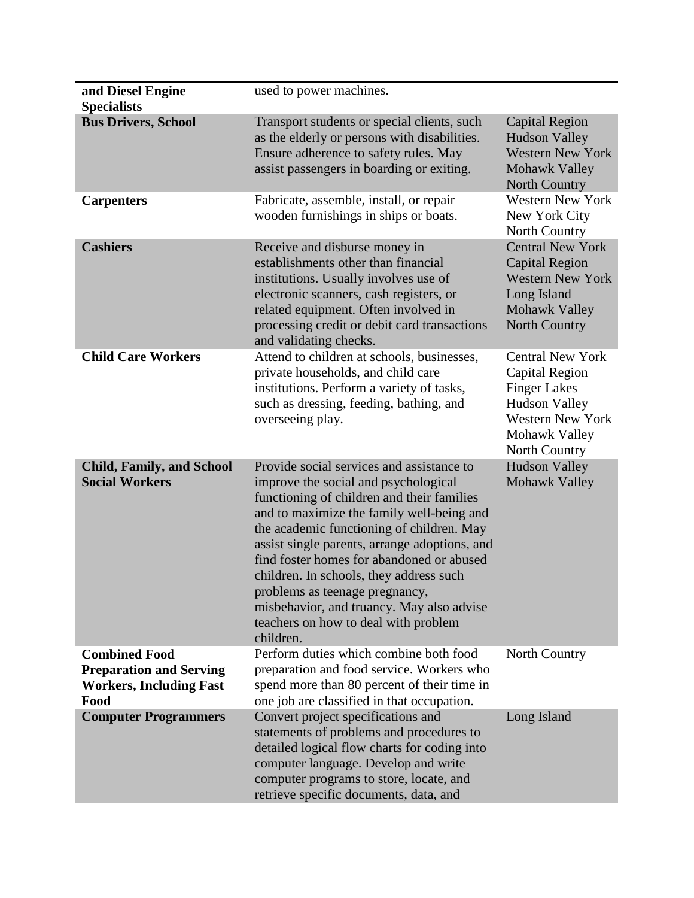| | | |
|---|---|---|
| **and Diesel Engine Specialists** | used to power machines. | |
| **Bus Drivers, School** | Transport students or special clients, such as the elderly or persons with disabilities. Ensure adherence to safety rules. May assist passengers in boarding or exiting. | Capital Region<br>Hudson Valley<br>Western New York<br>Mohawk Valley<br>North Country |
| **Carpenters** | Fabricate, assemble, install, or repair wooden furnishings in ships or boats. | Western New York<br>New York City<br>North Country |
| **Cashiers** | Receive and disburse money in establishments other than financial institutions. Usually involves use of electronic scanners, cash registers, or related equipment. Often involved in processing credit or debit card transactions and validating checks. | Central New York<br>Capital Region<br>Western New York<br>Long Island<br>Mohawk Valley<br>North Country |
| **Child Care Workers** | Attend to children at schools, businesses, private households, and child care institutions. Perform a variety of tasks, such as dressing, feeding, bathing, and overseeing play. | Central New York<br>Capital Region<br>Finger Lakes<br>Hudson Valley<br>Western New York<br>Mohawk Valley<br>North Country |
| **Child, Family, and School Social Workers** | Provide social services and assistance to improve the social and psychological functioning of children and their families and to maximize the family well-being and the academic functioning of children. May assist single parents, arrange adoptions, and find foster homes for abandoned or abused children. In schools, they address such problems as teenage pregnancy, misbehavior, and truancy. May also advise teachers on how to deal with problem children. | Hudson Valley<br>Mohawk Valley |
| **Combined Food Preparation and Serving Workers, Including Fast Food** | Perform duties which combine both food preparation and food service. Workers who spend more than 80 percent of their time in one job are classified in that occupation. | North Country |
| **Computer Programmers** | Convert project specifications and statements of problems and procedures to detailed logical flow charts for coding into computer language. Develop and write computer programs to store, locate, and retrieve specific documents, data, and | Long Island |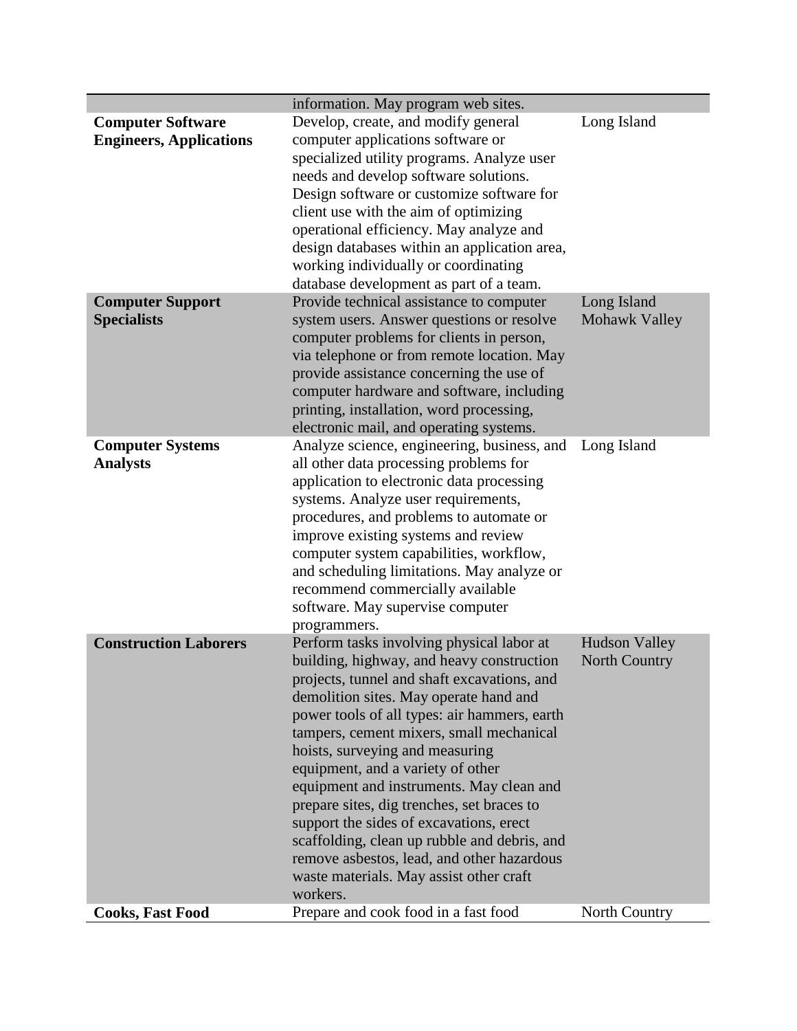| | | |
|---|---|---|
| | information. May program web sites. | |
| **Computer Software Engineers, Applications** | Develop, create, and modify general computer applications software or specialized utility programs. Analyze user needs and develop software solutions. Design software or customize software for client use with the aim of optimizing operational efficiency. May analyze and design databases within an application area, working individually or coordinating database development as part of a team. | Long Island |
| **Computer Support Specialists** | Provide technical assistance to computer system users. Answer questions or resolve computer problems for clients in person, via telephone or from remote location. May provide assistance concerning the use of computer hardware and software, including printing, installation, word processing, electronic mail, and operating systems. | Long Island<br>Mohawk Valley |
| **Computer Systems Analysts** | Analyze science, engineering, business, and all other data processing problems for application to electronic data processing systems. Analyze user requirements, procedures, and problems to automate or improve existing systems and review computer system capabilities, workflow, and scheduling limitations. May analyze or recommend commercially available software. May supervise computer programmers. | Long Island |
| **Construction Laborers** | Perform tasks involving physical labor at building, highway, and heavy construction projects, tunnel and shaft excavations, and demolition sites. May operate hand and power tools of all types: air hammers, earth tampers, cement mixers, small mechanical hoists, surveying and measuring equipment, and a variety of other equipment and instruments. May clean and prepare sites, dig trenches, set braces to support the sides of excavations, erect scaffolding, clean up rubble and debris, and remove asbestos, lead, and other hazardous waste materials. May assist other craft workers. | Hudson Valley<br>North Country |
| **Cooks, Fast Food** | Prepare and cook food in a fast food | North Country |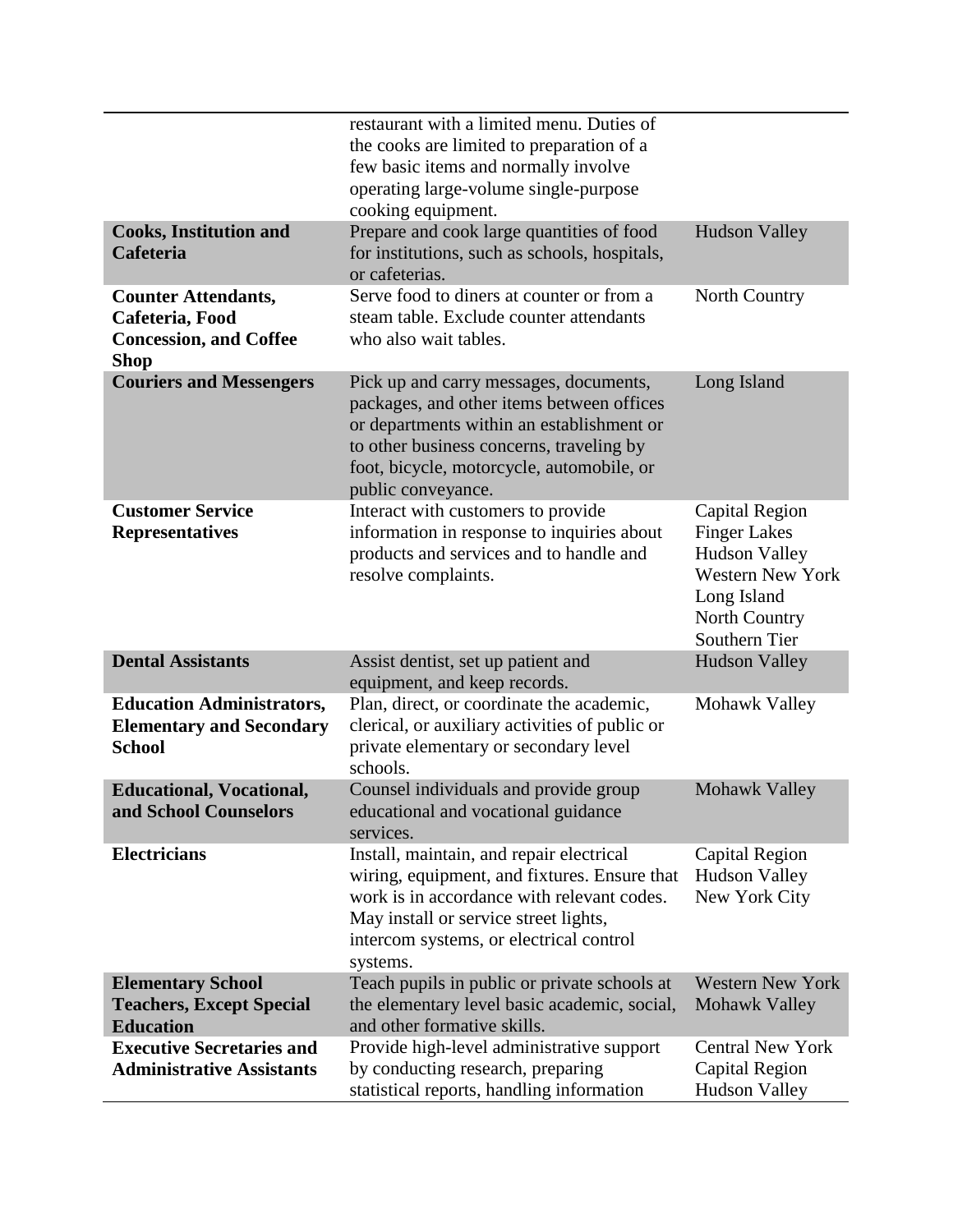| | | |
|---|---|---|
| | restaurant with a limited menu. Duties of the cooks are limited to preparation of a few basic items and normally involve operating large-volume single-purpose cooking equipment. | |
| **Cooks, Institution and Cafeteria** | Prepare and cook large quantities of food for institutions, such as schools, hospitals, or cafeterias. | Hudson Valley |
| **Counter Attendants, Cafeteria, Food Concession, and Coffee Shop** | Serve food to diners at counter or from a steam table. Exclude counter attendants who also wait tables. | North Country |
| **Couriers and Messengers** | Pick up and carry messages, documents, packages, and other items between offices or departments within an establishment or to other business concerns, traveling by foot, bicycle, motorcycle, automobile, or public conveyance. | Long Island |
| **Customer Service Representatives** | Interact with customers to provide information in response to inquiries about products and services and to handle and resolve complaints. | Capital Region<br>Finger Lakes<br>Hudson Valley<br>Western New York<br>Long Island<br>North Country<br>Southern Tier |
| **Dental Assistants** | Assist dentist, set up patient and equipment, and keep records. | Hudson Valley |
| **Education Administrators, Elementary and Secondary School** | Plan, direct, or coordinate the academic, clerical, or auxiliary activities of public or private elementary or secondary level schools. | Mohawk Valley |
| **Educational, Vocational, and School Counselors** | Counsel individuals and provide group educational and vocational guidance services. | Mohawk Valley |
| **Electricians** | Install, maintain, and repair electrical wiring, equipment, and fixtures. Ensure that work is in accordance with relevant codes. May install or service street lights, intercom systems, or electrical control systems. | Capital Region<br>Hudson Valley<br>New York City |
| **Elementary School Teachers, Except Special Education** | Teach pupils in public or private schools at the elementary level basic academic, social, and other formative skills. | Western New York<br>Mohawk Valley |
| **Executive Secretaries and Administrative Assistants** | Provide high-level administrative support by conducting research, preparing statistical reports, handling information | Central New York<br>Capital Region<br>Hudson Valley |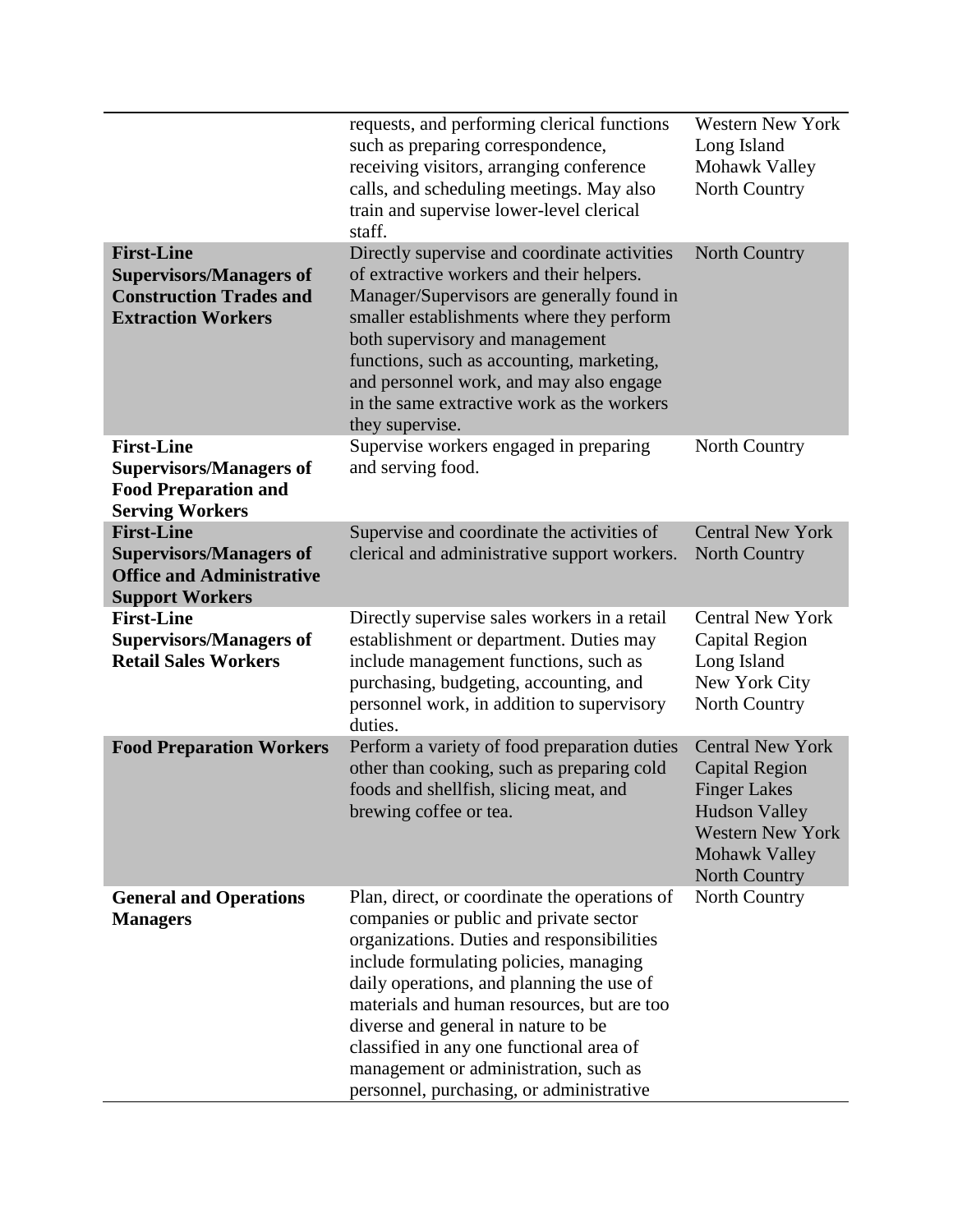| | | |
|---|---|---|
| | requests, and performing clerical functions such as preparing correspondence, receiving visitors, arranging conference calls, and scheduling meetings. May also train and supervise lower-level clerical staff. | Western New York<br>Long Island<br>Mohawk Valley<br>North Country |
| **First-Line Supervisors/Managers of Construction Trades and Extraction Workers** | Directly supervise and coordinate activities of extractive workers and their helpers. Manager/Supervisors are generally found in smaller establishments where they perform both supervisory and management functions, such as accounting, marketing, and personnel work, and may also engage in the same extractive work as the workers they supervise. | North Country |
| **First-Line Supervisors/Managers of Food Preparation and Serving Workers** | Supervise workers engaged in preparing and serving food. | North Country |
| **First-Line Supervisors/Managers of Office and Administrative Support Workers** | Supervise and coordinate the activities of clerical and administrative support workers. | Central New York<br>North Country |
| **First-Line Supervisors/Managers of Retail Sales Workers** | Directly supervise sales workers in a retail establishment or department. Duties may include management functions, such as purchasing, budgeting, accounting, and personnel work, in addition to supervisory duties. | Central New York<br>Capital Region<br>Long Island<br>New York City<br>North Country |
| **Food Preparation Workers** | Perform a variety of food preparation duties other than cooking, such as preparing cold foods and shellfish, slicing meat, and brewing coffee or tea. | Central New York<br>Capital Region<br>Finger Lakes<br>Hudson Valley<br>Western New York<br>Mohawk Valley<br>North Country |
| **General and Operations Managers** | Plan, direct, or coordinate the operations of companies or public and private sector organizations. Duties and responsibilities include formulating policies, managing daily operations, and planning the use of materials and human resources, but are too diverse and general in nature to be classified in any one functional area of management or administration, such as personnel, purchasing, or administrative | North Country |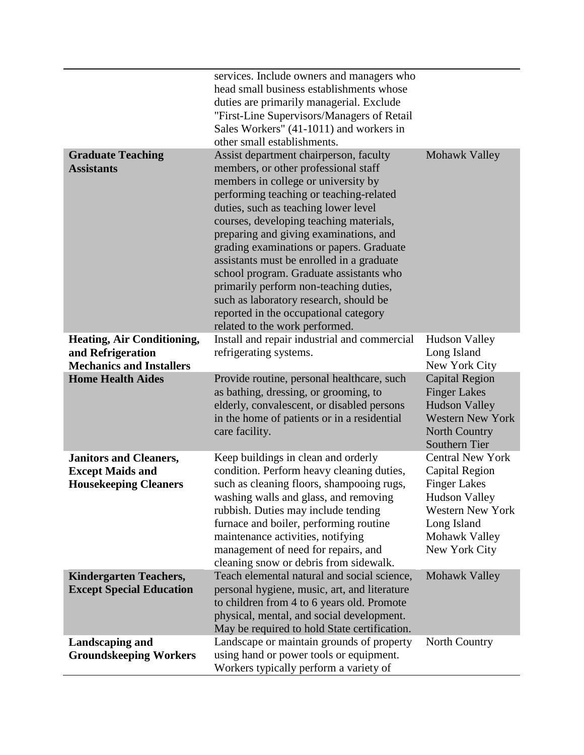| | | |
|---|---|---|
| | services. Include owners and managers who head small business establishments whose duties are primarily managerial. Exclude "First-Line Supervisors/Managers of Retail Sales Workers" (41-1011) and workers in other small establishments. | |
| **Graduate Teaching Assistants** | Assist department chairperson, faculty members, or other professional staff members in college or university by performing teaching or teaching-related duties, such as teaching lower level courses, developing teaching materials, preparing and giving examinations, and grading examinations or papers. Graduate assistants must be enrolled in a graduate school program. Graduate assistants who primarily perform non-teaching duties, such as laboratory research, should be reported in the occupational category related to the work performed. | Mohawk Valley |
| **Heating, Air Conditioning, and Refrigeration Mechanics and Installers** | Install and repair industrial and commercial refrigerating systems. | Hudson Valley<br>Long Island<br>New York City |
| **Home Health Aides** | Provide routine, personal healthcare, such as bathing, dressing, or grooming, to elderly, convalescent, or disabled persons in the home of patients or in a residential care facility. | Capital Region<br>Finger Lakes<br>Hudson Valley<br>Western New York<br>North Country<br>Southern Tier |
| **Janitors and Cleaners, Except Maids and Housekeeping Cleaners** | Keep buildings in clean and orderly condition. Perform heavy cleaning duties, such as cleaning floors, shampooing rugs, washing walls and glass, and removing rubbish. Duties may include tending furnace and boiler, performing routine maintenance activities, notifying management of need for repairs, and cleaning snow or debris from sidewalk. | Central New York<br>Capital Region<br>Finger Lakes<br>Hudson Valley<br>Western New York<br>Long Island<br>Mohawk Valley<br>New York City |
| **Kindergarten Teachers, Except Special Education** | Teach elemental natural and social science, personal hygiene, music, art, and literature to children from 4 to 6 years old. Promote physical, mental, and social development. May be required to hold State certification. | Mohawk Valley |
| **Landscaping and Groundskeeping Workers** | Landscape or maintain grounds of property using hand or power tools or equipment. Workers typically perform a variety of | North Country |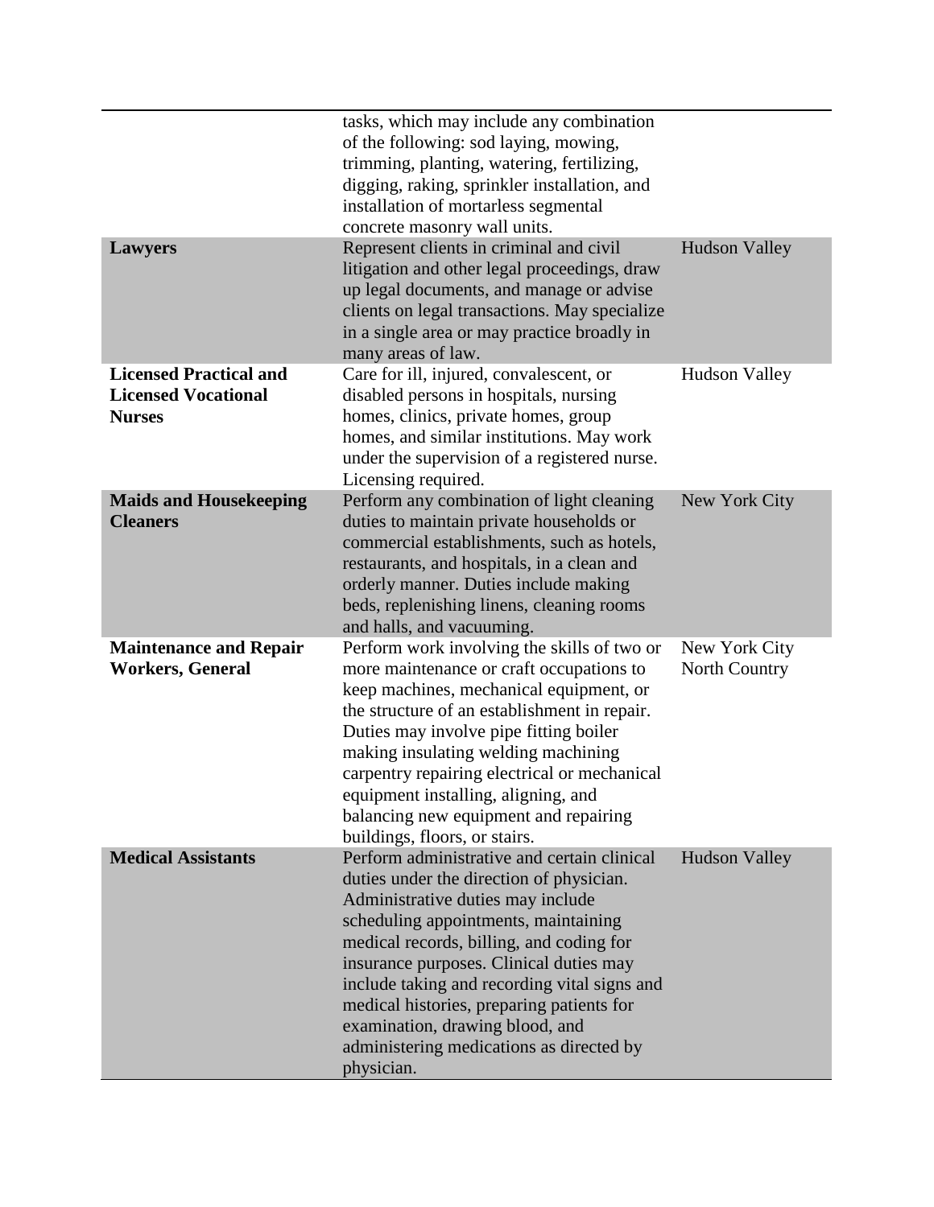| | | |
|---|---|---|
| | tasks, which may include any combination of the following: sod laying, mowing, trimming, planting, watering, fertilizing, digging, raking, sprinkler installation, and installation of mortarless segmental concrete masonry wall units. | |
| **Lawyers** | Represent clients in criminal and civil litigation and other legal proceedings, draw up legal documents, and manage or advise clients on legal transactions. May specialize in a single area or may practice broadly in many areas of law. | Hudson Valley |
| **Licensed Practical and Licensed Vocational Nurses** | Care for ill, injured, convalescent, or disabled persons in hospitals, nursing homes, clinics, private homes, group homes, and similar institutions. May work under the supervision of a registered nurse. Licensing required. | Hudson Valley |
| **Maids and Housekeeping Cleaners** | Perform any combination of light cleaning duties to maintain private households or commercial establishments, such as hotels, restaurants, and hospitals, in a clean and orderly manner. Duties include making beds, replenishing linens, cleaning rooms and halls, and vacuuming. | New York City |
| **Maintenance and Repair Workers, General** | Perform work involving the skills of two or more maintenance or craft occupations to keep machines, mechanical equipment, or the structure of an establishment in repair. Duties may involve pipe fitting boiler making insulating welding machining carpentry repairing electrical or mechanical equipment installing, aligning, and balancing new equipment and repairing buildings, floors, or stairs. | New York City<br>North Country |
| **Medical Assistants** | Perform administrative and certain clinical duties under the direction of physician. Administrative duties may include scheduling appointments, maintaining medical records, billing, and coding for insurance purposes. Clinical duties may include taking and recording vital signs and medical histories, preparing patients for examination, drawing blood, and administering medications as directed by physician. | Hudson Valley |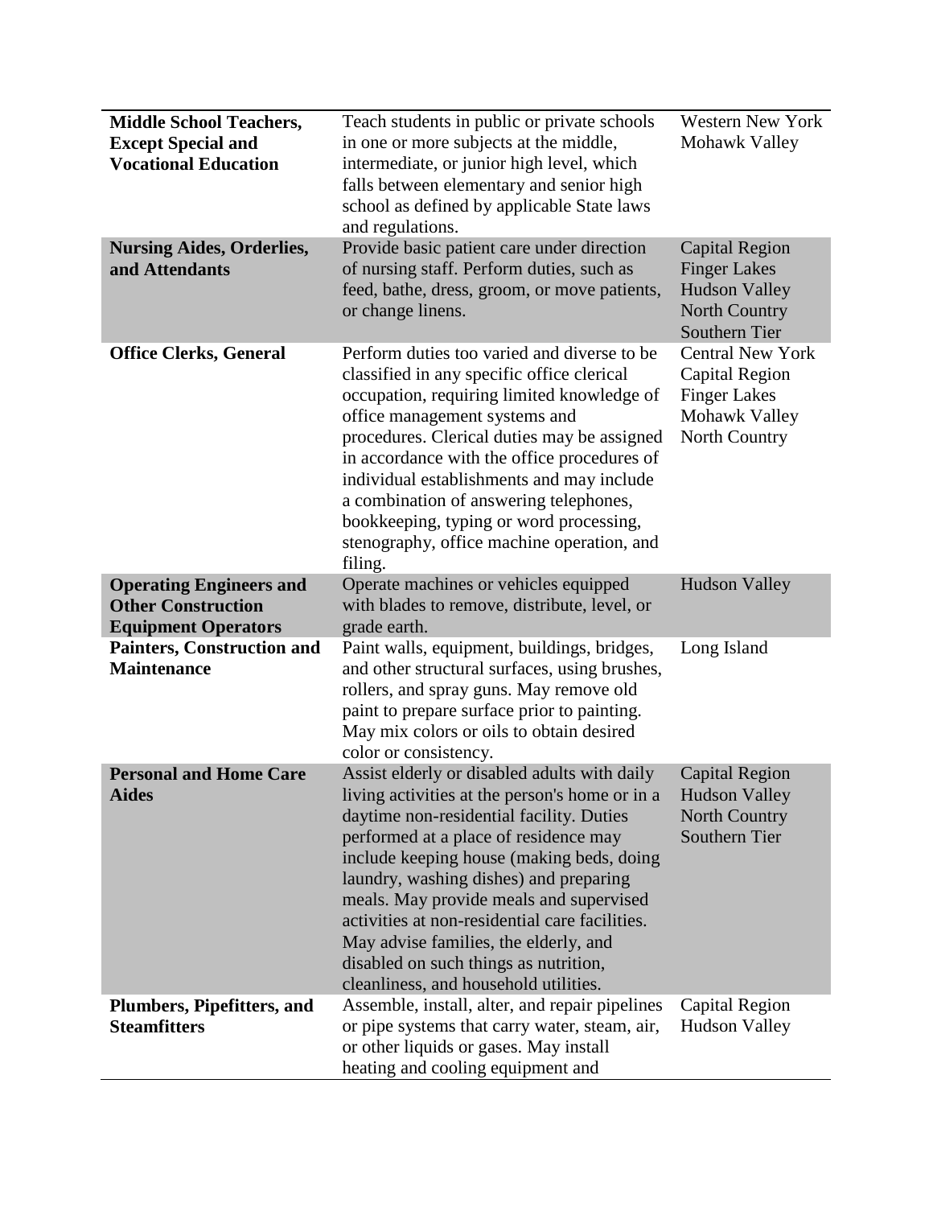| | | |
|---|---|---|
| **Middle School Teachers, Except Special and Vocational Education** | Teach students in public or private schools in one or more subjects at the middle, intermediate, or junior high level, which falls between elementary and senior high school as defined by applicable State laws and regulations. | Western New York<br>Mohawk Valley |
| **Nursing Aides, Orderlies, and Attendants** | Provide basic patient care under direction of nursing staff. Perform duties, such as feed, bathe, dress, groom, or move patients, or change linens. | Capital Region<br>Finger Lakes<br>Hudson Valley<br>North Country<br>Southern Tier |
| **Office Clerks, General** | Perform duties too varied and diverse to be classified in any specific office clerical occupation, requiring limited knowledge of office management systems and procedures. Clerical duties may be assigned in accordance with the office procedures of individual establishments and may include a combination of answering telephones, bookkeeping, typing or word processing, stenography, office machine operation, and filing. | Central New York<br>Capital Region<br>Finger Lakes<br>Mohawk Valley<br>North Country |
| **Operating Engineers and Other Construction Equipment Operators** | Operate machines or vehicles equipped with blades to remove, distribute, level, or grade earth. | Hudson Valley |
| **Painters, Construction and Maintenance** | Paint walls, equipment, buildings, bridges, and other structural surfaces, using brushes, rollers, and spray guns. May remove old paint to prepare surface prior to painting. May mix colors or oils to obtain desired color or consistency. | Long Island |
| **Personal and Home Care Aides** | Assist elderly or disabled adults with daily living activities at the person's home or in a daytime non-residential facility. Duties performed at a place of residence may include keeping house (making beds, doing laundry, washing dishes) and preparing meals. May provide meals and supervised activities at non-residential care facilities. May advise families, the elderly, and disabled on such things as nutrition, cleanliness, and household utilities. | Capital Region<br>Hudson Valley<br>North Country<br>Southern Tier |
| **Plumbers, Pipefitters, and Steamfitters** | Assemble, install, alter, and repair pipelines or pipe systems that carry water, steam, air, or other liquids or gases. May install heating and cooling equipment and | Capital Region<br>Hudson Valley |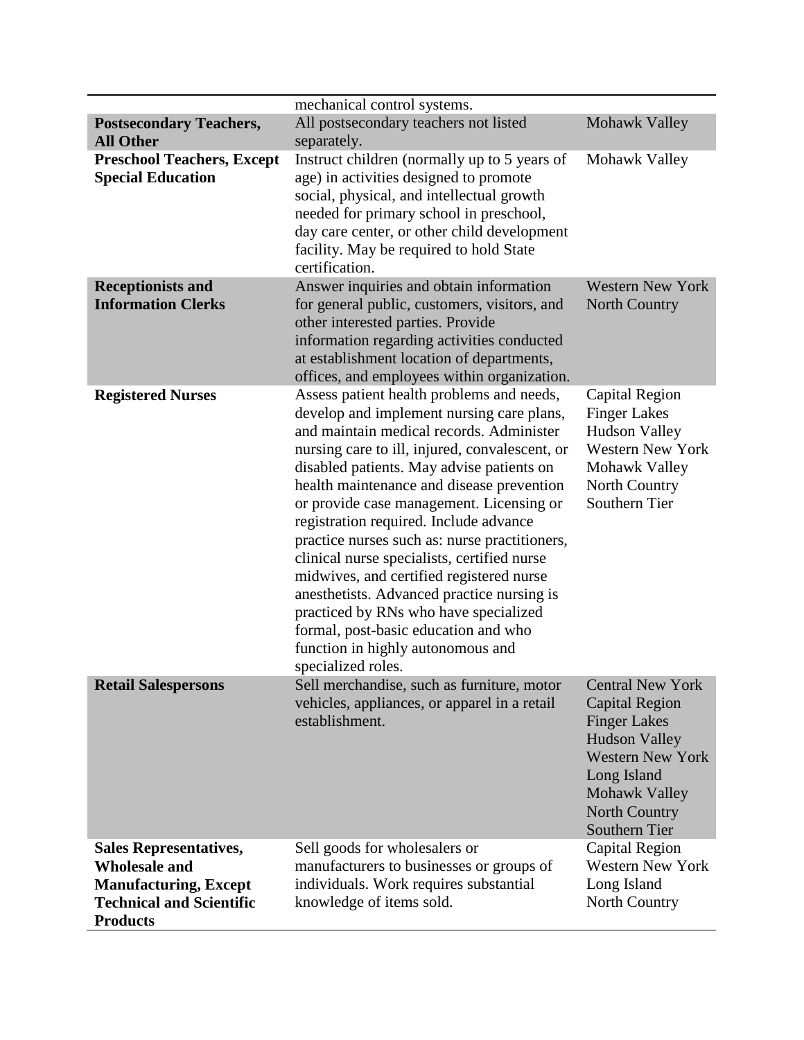| | | |
|---|---|---|
| | mechanical control systems. | |
| **Postsecondary Teachers, All Other** | All postsecondary teachers not listed separately. | Mohawk Valley |
| **Preschool Teachers, Except Special Education** | Instruct children (normally up to 5 years of age) in activities designed to promote social, physical, and intellectual growth needed for primary school in preschool, day care center, or other child development facility. May be required to hold State certification. | Mohawk Valley |
| **Receptionists and Information Clerks** | Answer inquiries and obtain information for general public, customers, visitors, and other interested parties. Provide information regarding activities conducted at establishment location of departments, offices, and employees within organization. | Western New York<br>North Country |
| **Registered Nurses** | Assess patient health problems and needs, develop and implement nursing care plans, and maintain medical records. Administer nursing care to ill, injured, convalescent, or disabled patients. May advise patients on health maintenance and disease prevention or provide case management. Licensing or registration required. Include advance practice nurses such as: nurse practitioners, clinical nurse specialists, certified nurse midwives, and certified registered nurse anesthetists. Advanced practice nursing is practiced by RNs who have specialized formal, post-basic education and who function in highly autonomous and specialized roles. | Capital Region<br>Finger Lakes<br>Hudson Valley<br>Western New York<br>Mohawk Valley<br>North Country<br>Southern Tier |
| **Retail Salespersons** | Sell merchandise, such as furniture, motor vehicles, appliances, or apparel in a retail establishment. | Central New York<br>Capital Region<br>Finger Lakes<br>Hudson Valley<br>Western New York<br>Long Island<br>Mohawk Valley<br>North Country<br>Southern Tier |
| **Sales Representatives, Wholesale and Manufacturing, Except Technical and Scientific Products** | Sell goods for wholesalers or manufacturers to businesses or groups of individuals. Work requires substantial knowledge of items sold. | Capital Region<br>Western New York<br>Long Island<br>North Country |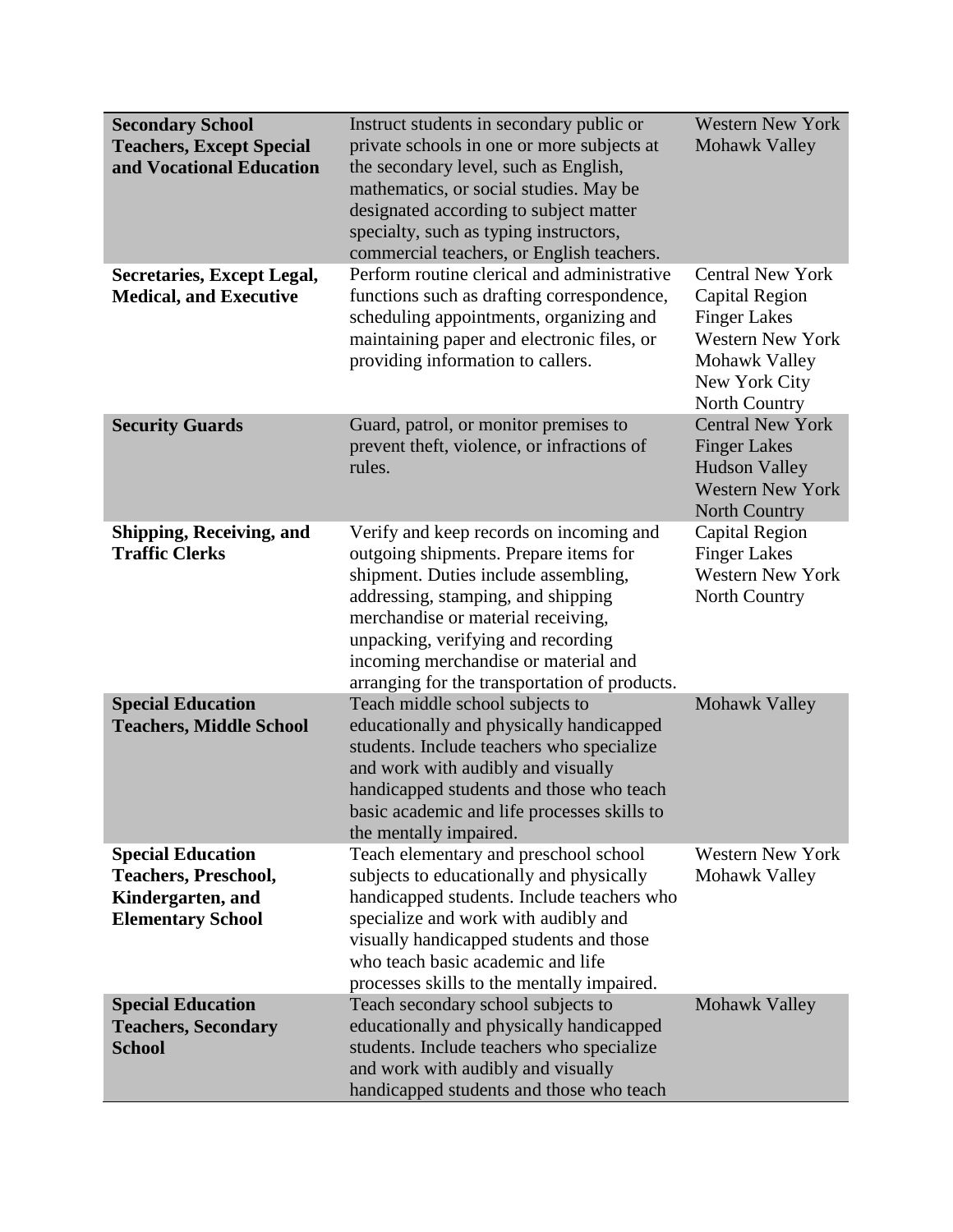| | | |
|---|---|---|
| **Secondary School Teachers, Except Special and Vocational Education** | Instruct students in secondary public or private schools in one or more subjects at the secondary level, such as English, mathematics, or social studies. May be designated according to subject matter specialty, such as typing instructors, commercial teachers, or English teachers. | Western New York<br>Mohawk Valley |
| **Secretaries, Except Legal, Medical, and Executive** | Perform routine clerical and administrative functions such as drafting correspondence, scheduling appointments, organizing and maintaining paper and electronic files, or providing information to callers. | Central New York<br>Capital Region<br>Finger Lakes<br>Western New York<br>Mohawk Valley<br>New York City<br>North Country |
| **Security Guards** | Guard, patrol, or monitor premises to prevent theft, violence, or infractions of rules. | Central New York<br>Finger Lakes<br>Hudson Valley<br>Western New York<br>North Country |
| **Shipping, Receiving, and Traffic Clerks** | Verify and keep records on incoming and outgoing shipments. Prepare items for shipment. Duties include assembling, addressing, stamping, and shipping merchandise or material receiving, unpacking, verifying and recording incoming merchandise or material and arranging for the transportation of products. | Capital Region<br>Finger Lakes<br>Western New York<br>North Country |
| **Special Education Teachers, Middle School** | Teach middle school subjects to educationally and physically handicapped students. Include teachers who specialize and work with audibly and visually handicapped students and those who teach basic academic and life processes skills to the mentally impaired. | Mohawk Valley |
| **Special Education Teachers, Preschool, Kindergarten, and Elementary School** | Teach elementary and preschool school subjects to educationally and physically handicapped students. Include teachers who specialize and work with audibly and visually handicapped students and those who teach basic academic and life processes skills to the mentally impaired. | Western New York<br>Mohawk Valley |
| **Special Education Teachers, Secondary School** | Teach secondary school subjects to educationally and physically handicapped students. Include teachers who specialize and work with audibly and visually handicapped students and those who teach | Mohawk Valley |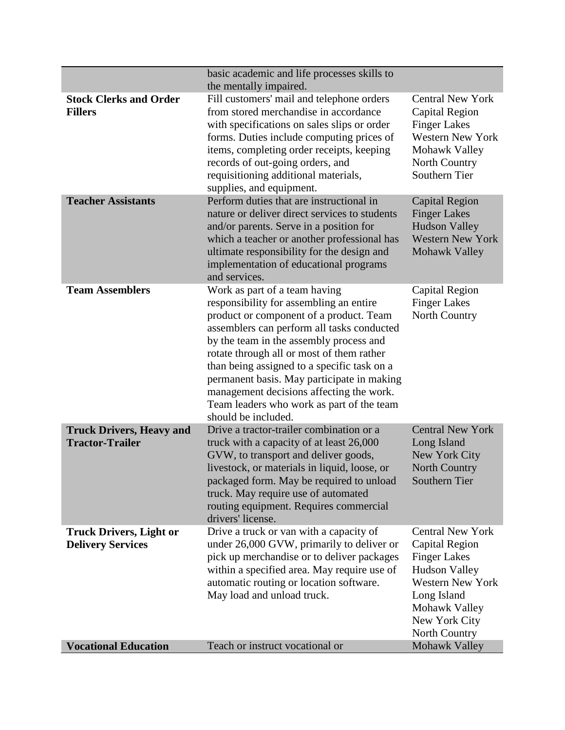| | | |
|---|---|---|
| | basic academic and life processes skills to the mentally impaired. | |
| **Stock Clerks and Order Fillers** | Fill customers' mail and telephone orders from stored merchandise in accordance with specifications on sales slips or order forms. Duties include computing prices of items, completing order receipts, keeping records of out-going orders, and requisitioning additional materials, supplies, and equipment. | Central New York<br>Capital Region<br>Finger Lakes<br>Western New York<br>Mohawk Valley<br>North Country<br>Southern Tier |
| **Teacher Assistants** | Perform duties that are instructional in nature or deliver direct services to students and/or parents. Serve in a position for which a teacher or another professional has ultimate responsibility for the design and implementation of educational programs and services. | Capital Region<br>Finger Lakes<br>Hudson Valley<br>Western New York<br>Mohawk Valley |
| **Team Assemblers** | Work as part of a team having responsibility for assembling an entire product or component of a product. Team assemblers can perform all tasks conducted by the team in the assembly process and rotate through all or most of them rather than being assigned to a specific task on a permanent basis. May participate in making management decisions affecting the work. Team leaders who work as part of the team should be included. | Capital Region<br>Finger Lakes<br>North Country |
| **Truck Drivers, Heavy and Tractor-Trailer** | Drive a tractor-trailer combination or a truck with a capacity of at least 26,000 GVW, to transport and deliver goods, livestock, or materials in liquid, loose, or packaged form. May be required to unload truck. May require use of automated routing equipment. Requires commercial drivers' license. | Central New York<br>Long Island<br>New York City<br>North Country<br>Southern Tier |
| **Truck Drivers, Light or Delivery Services** | Drive a truck or van with a capacity of under 26,000 GVW, primarily to deliver or pick up merchandise or to deliver packages within a specified area. May require use of automatic routing or location software. May load and unload truck. | Central New York<br>Capital Region<br>Finger Lakes<br>Hudson Valley<br>Western New York<br>Long Island<br>Mohawk Valley<br>New York City<br>North Country |
| **Vocational Education** | Teach or instruct vocational or | Mohawk Valley |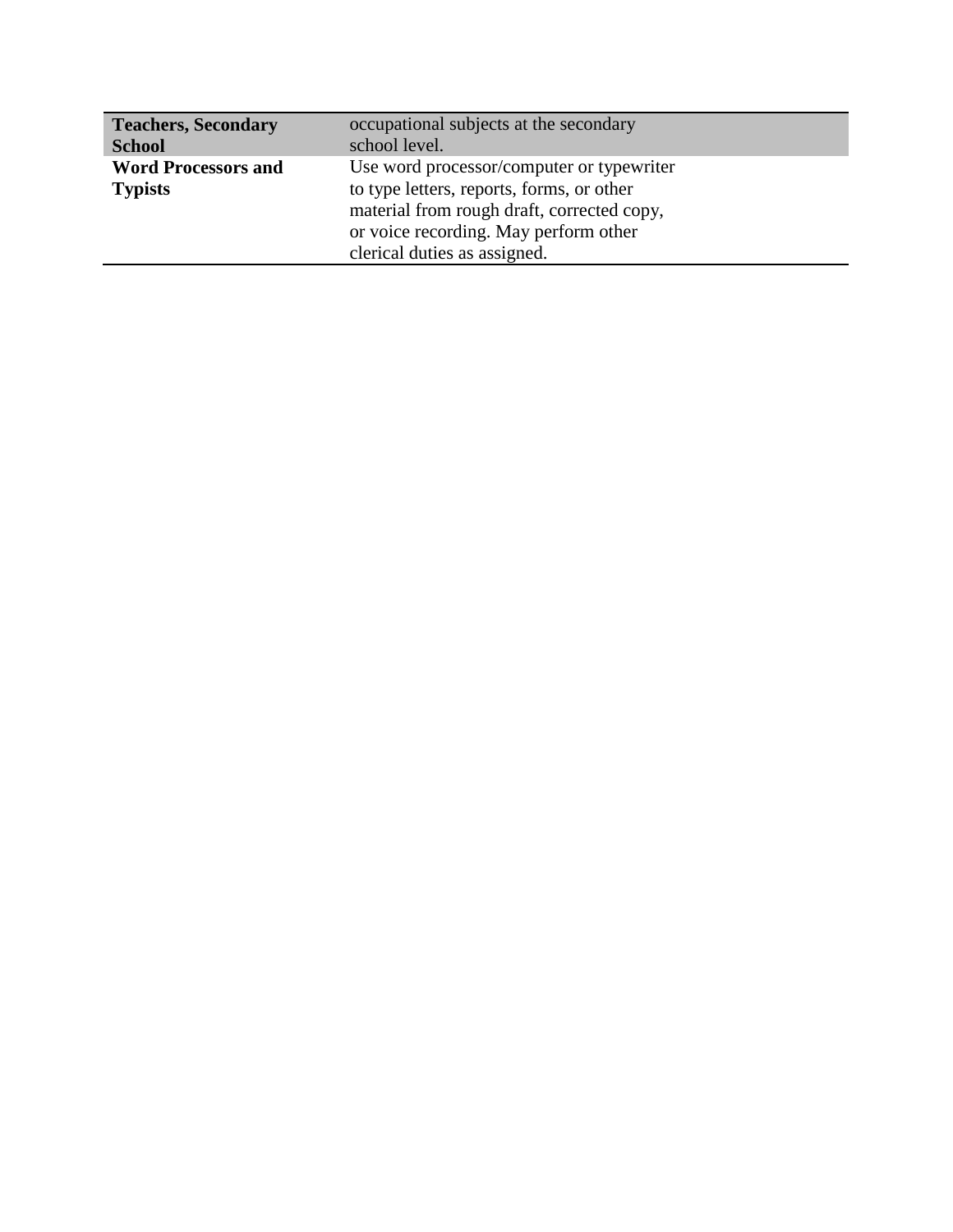| | |
|---|---|
| **Teachers, Secondary School** | occupational subjects at the secondary school level. |
| **Word Processors and Typists** | Use word processor/computer or typewriter to type letters, reports, forms, or other material from rough draft, corrected copy, or voice recording. May perform other clerical duties as assigned. |